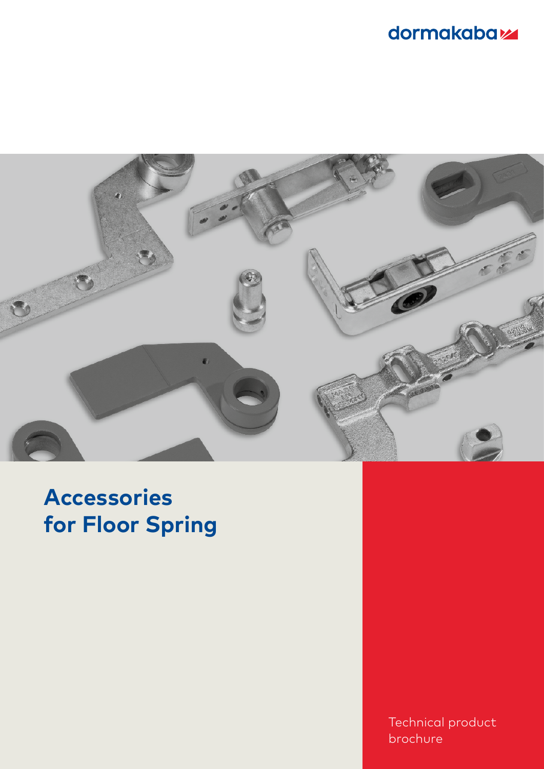dormakaba

# Accessories for Floor Spring

Technical product brochure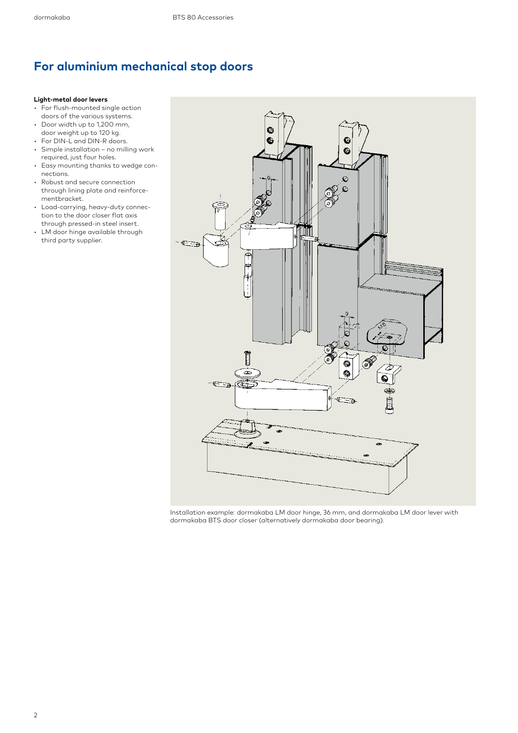# For aluminium mechanical stop doors

**Light-metal door levers**

- For flush-mounted single action doors of the various systems.
- Door width up to 1,200 mm, door weight up to 120 kg.
- For DIN-L and DIN-R doors.
- Simple installation – no milling work required, just four holes.
- Easy mounting thanks to wedge connections.
- Robust and secure connection through lining plate and reinforcementbracket.
- Load-carrying, heavy-duty connection to the door closer flat axis through pressed-in steel insert.
- LM door hinge available through third party supplier.

Installation example: dormakaba LM door hinge, 36 mm, and dormakaba LM door lever with dormakaba BTS door closer (alternatively dormakaba door bearing).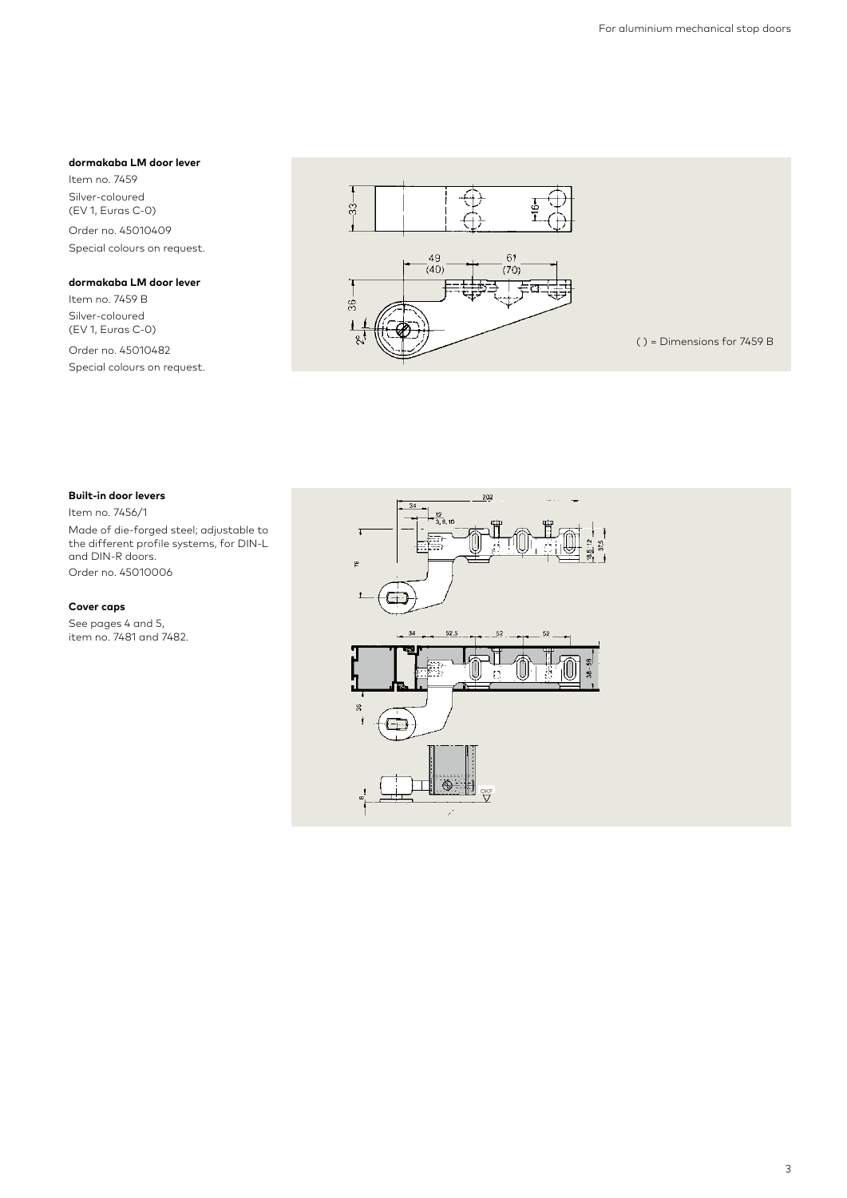**dormakaba LM door lever**

Item no. 7459

Silver-coloured
(EV 1, Euras C-0)

Order no. 45010409

Special colours on request.

**dormakaba LM door lever**

Item no. 7459 B

Silver-coloured
(EV 1, Euras C-0)

Order no. 45010482

Special colours on request.

( ) = Dimensions for 7459 B

**Built-in door levers**

Item no. 7456/1

Made of die-forged steel; adjustable to the different profile systems, for DIN-L and DIN-R doors.

Order no. 45010006

**Cover caps**

See pages 4 and 5, item no. 7481 and 7482.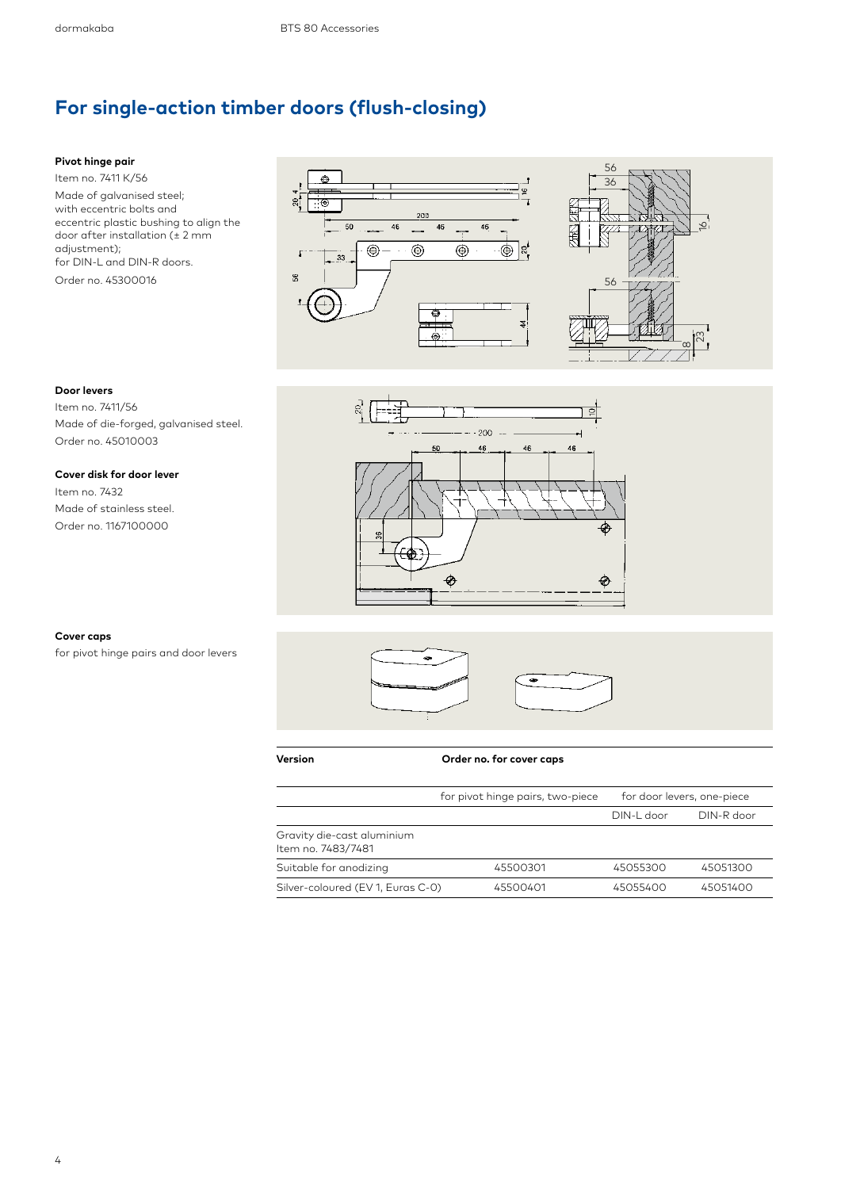# For single-action timber doors (flush-closing)

**Pivot hinge pair**

Item no. 7411 K/56

Made of galvanised steel; with eccentric bolts and eccentric plastic bushing to align the door after installation (± 2 mm adjustment); for DIN-L and DIN-R doors.

Order no. 45300016

**Door levers**

Item no. 7411/56

Made of die-forged, galvanised steel.

Order no. 45010003

**Cover disk for door lever**

Item no. 7432

Made of stainless steel.

Order no. 1167100000

**Cover caps**

for pivot hinge pairs and door levers

| Version | Order no. for cover caps | | |
|---|---|---|---|
| | for pivot hinge pairs, two-piece | for door levers, one-piece | |
| | | DIN-L door | DIN-R door |
| Gravity die-cast aluminium Item no. 7483/7481 | | | |
| Suitable for anodizing | 45500301 | 45055300 | 45051300 |
| Silver-coloured (EV 1, Euras C-0) | 45500401 | 45055400 | 45051400 |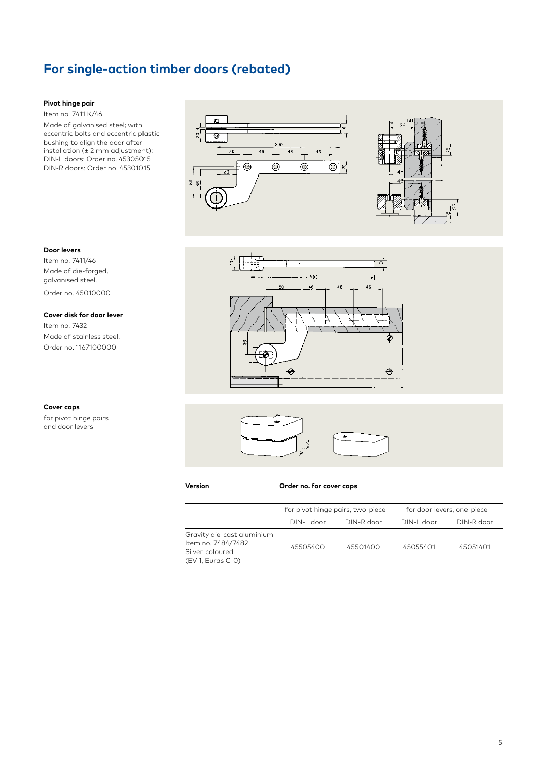# For single-action timber doors (rebated)

**Pivot hinge pair**

Item no. 7411 K/46

Made of galvanised steel; with eccentric bolts and eccentric plastic bushing to align the door after installation (± 2 mm adjustment);
DIN-L doors: Order no. 45305015
DIN-R doors: Order no. 45301015

**Door levers**

Item no. 7411/46

Made of die-forged, galvanised steel.

Order no. 45010000

**Cover disk for door lever**

Item no. 7432

Made of stainless steel.

Order no. 1167100000

**Cover caps**

for pivot hinge pairs and door levers

| Version | Order no. for cover caps | | | |
|---|---|---|---|---|
| | for pivot hinge pairs, two-piece | | for door levers, one-piece | |
| | DIN-L door | DIN-R door | DIN-L door | DIN-R door |
| Gravity die-cast aluminium Item no. 7484/7482 Silver-coloured (EV 1, Euras C-0) | 45505400 | 45501400 | 45055401 | 45051401 |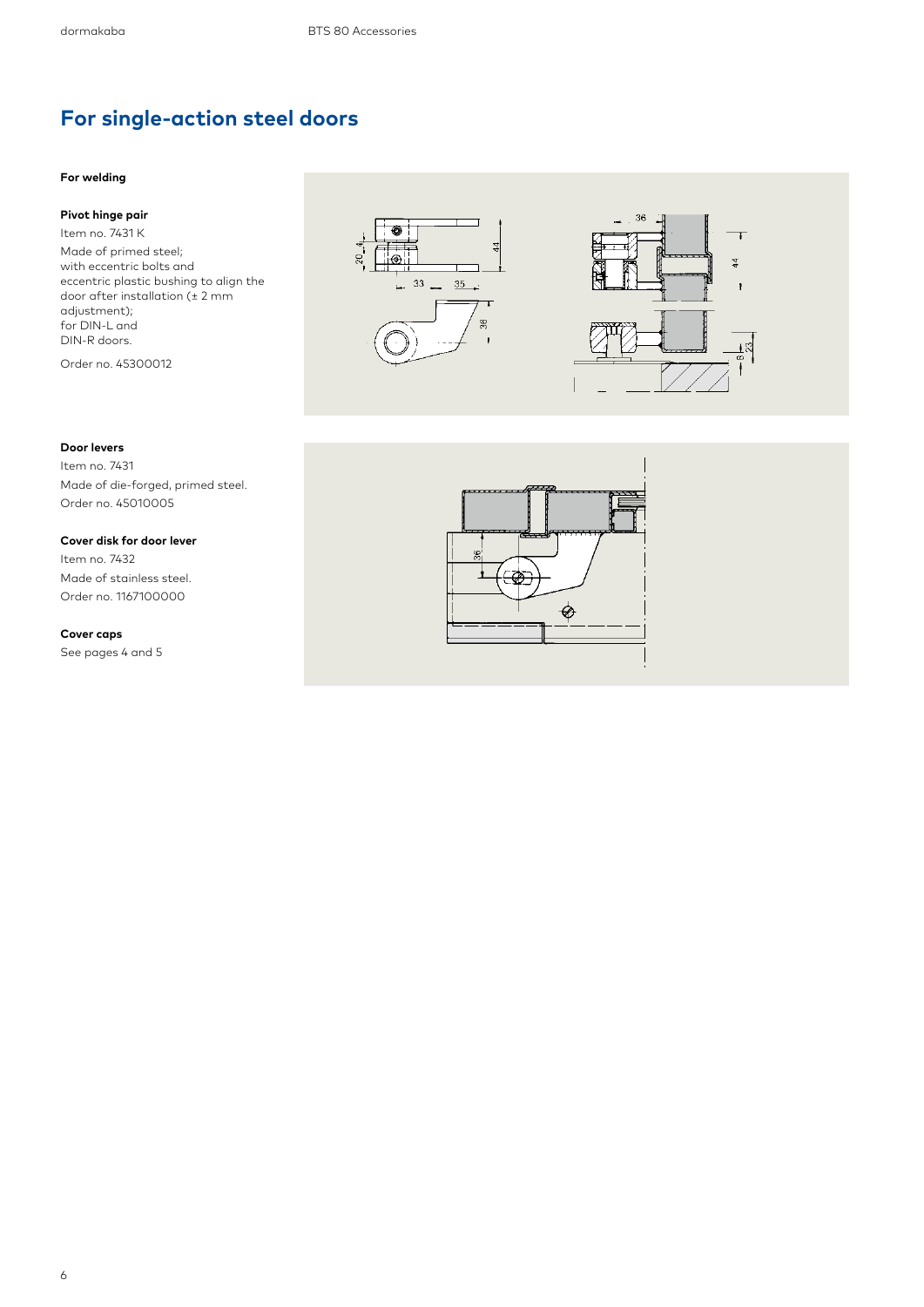# For single-action steel doors

**For welding**

**Pivot hinge pair**

Item no. 7431 K

Made of primed steel;
with eccentric bolts and
eccentric plastic bushing to align the
door after installation (± 2 mm
adjustment);
for DIN-L and
DIN-R doors.

Order no. 45300012

**Door levers**

Item no. 7431

Made of die-forged, primed steel.

Order no. 45010005

**Cover disk for door lever**

Item no. 7432

Made of stainless steel.

Order no. 1167100000

**Cover caps**

See pages 4 and 5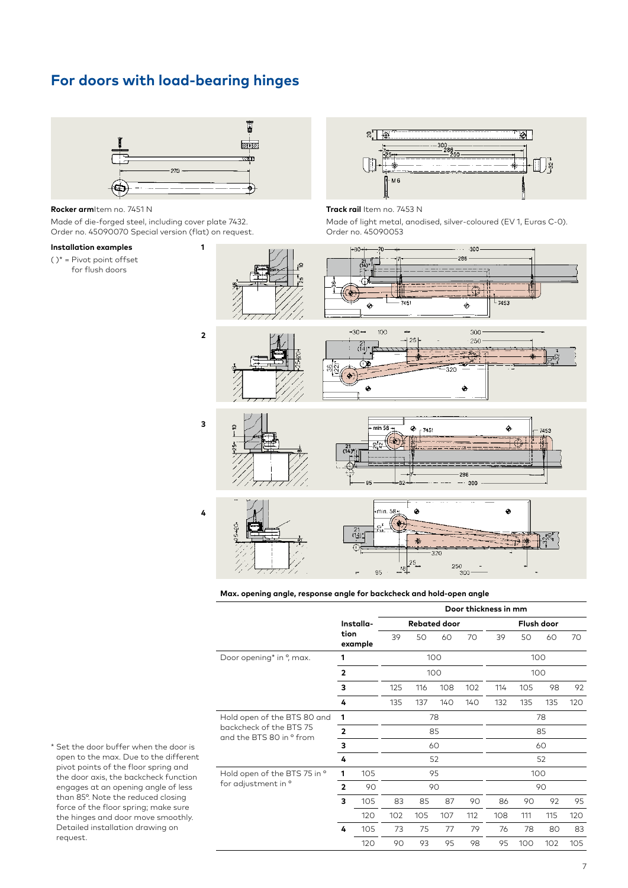# For doors with load-bearing hinges

**Rocker arm** Item no. 7451 N

Made of die-forged steel, including cover plate 7432.
Order no. 45090070 Special version (flat) on request.

**Track rail** Item no. 7453 N

Made of light metal, anodised, silver-coloured (EV 1, Euras C-0).
Order no. 45090053

**Installation examples**

( )* = Pivot point offset for flush doors

**Max. opening angle, response angle for backcheck and hold-open angle**

| | Installa-tion example | | Door thickness in mm | | | | | | | |
|---|---|---|---|---|---|---|---|---|---|---|
| | | | Rebated door | | | | Flush door | | | |
| | | | 39 | 50 | 60 | 70 | 39 | 50 | 60 | 70 |
| Door opening* in °, max. | 1 | | 100 | | | | 100 | | | |
| | 2 | | 100 | | | | 100 | | | |
| | 3 | | 125 | 116 | 108 | 102 | 114 | 105 | 98 | 92 |
| | 4 | | 135 | 137 | 140 | 140 | 132 | 135 | 135 | 120 |
| Hold open of the BTS 80 and backcheck of the BTS 75 and the BTS 80 in ° from | 1 | | 78 | | | | 78 | | | |
| | 2 | | 85 | | | | 85 | | | |
| | 3 | | 60 | | | | 60 | | | |
| | 4 | | 52 | | | | 52 | | | |
| Hold open of the BTS 75 in ° for adjustment in ° | 1 | 105 | 95 | | | | 100 | | | |
| | 2 | 90 | 90 | | | | 90 | | | |
| | 3 | 105 | 83 | 85 | 87 | 90 | 86 | 90 | 92 | 95 |
| | | 120 | 102 | 105 | 107 | 112 | 108 | 111 | 115 | 120 |
| | 4 | 105 | 73 | 75 | 77 | 79 | 76 | 78 | 80 | 83 |
| | | 120 | 90 | 93 | 95 | 98 | 95 | 100 | 102 | 105 |

* Set the door buffer when the door is open to the max. Due to the different pivot points of the floor spring and the door axis, the backcheck function engages at an opening angle of less than 85°. Note the reduced closing force of the floor spring; make sure the hinges and door move smoothly. Detailed installation drawing on request.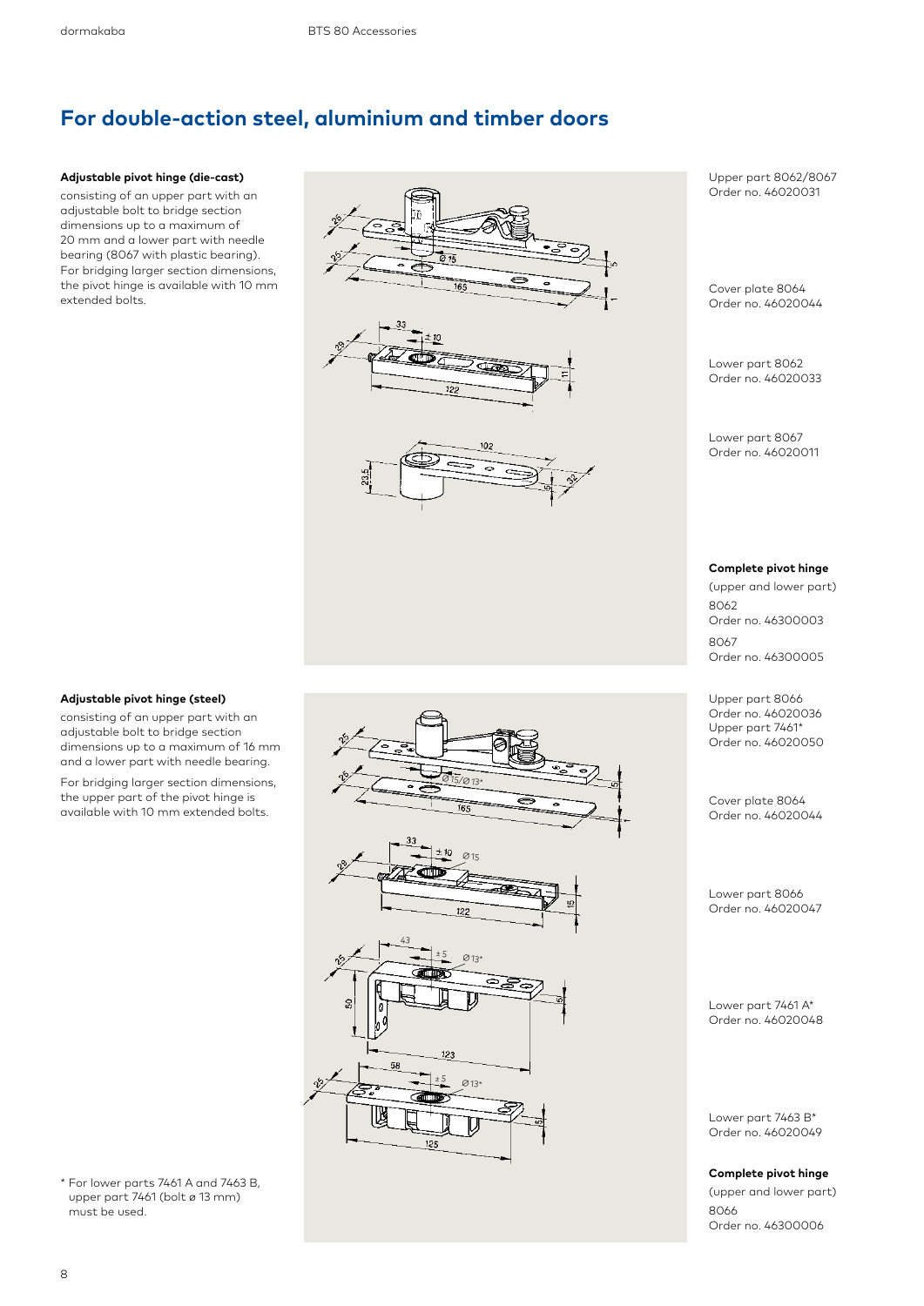## For double-action steel, aluminium and timber doors

**Adjustable pivot hinge (die-cast)**

consisting of an upper part with an adjustable bolt to bridge section dimensions up to a maximum of 20 mm and a lower part with needle bearing (8067 with plastic bearing). For bridging larger section dimensions, the pivot hinge is available with 10 mm extended bolts.

Upper part 8062/8067
Order no. 46020031

Cover plate 8064
Order no. 46020044

Lower part 8062
Order no. 46020033

Lower part 8067
Order no. 46020011

**Complete pivot hinge**

(upper and lower part)

8062
Order no. 46300003

8067
Order no. 46300005

**Adjustable pivot hinge (steel)**

consisting of an upper part with an adjustable bolt to bridge section dimensions up to a maximum of 16 mm and a lower part with needle bearing.

For bridging larger section dimensions, the upper part of the pivot hinge is available with 10 mm extended bolts.

Upper part 8066
Order no. 46020036
Upper part 7461*
Order no. 46020050

Cover plate 8064
Order no. 46020044

Lower part 8066
Order no. 46020047

Lower part 7461 A*
Order no. 46020048

Lower part 7463 B*
Order no. 46020049

**Complete pivot hinge**

(upper and lower part)

8066
Order no. 46300006

\* For lower parts 7461 A and 7463 B, upper part 7461 (bolt ø 13 mm) must be used.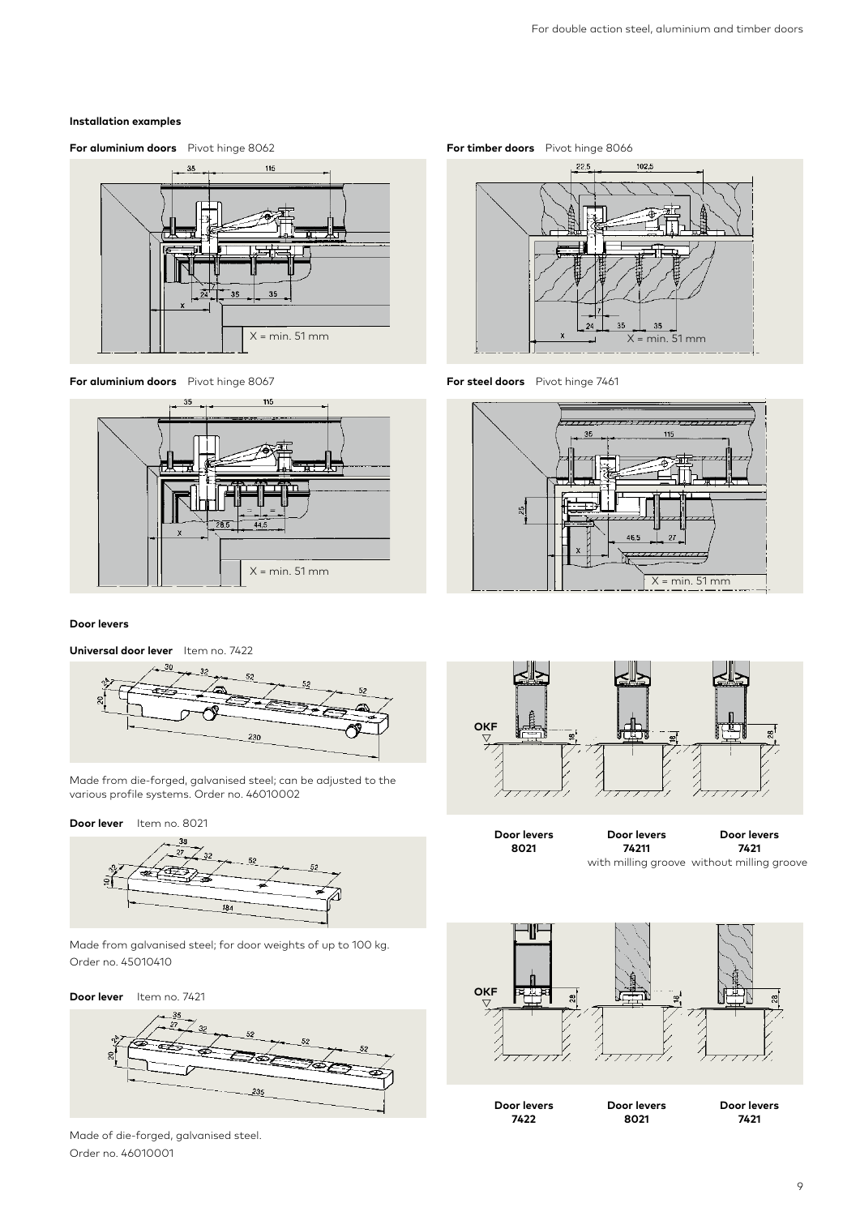### Installation examples

**For aluminium doors** Pivot hinge 8062

X = min. 51 mm

**For timber doors** Pivot hinge 8066

X = min. 51 mm

**For aluminium doors** Pivot hinge 8067

X = min. 51 mm

**For steel doors** Pivot hinge 7461

X = min. 51 mm

### Door levers

**Universal door lever** Item no. 7422

Made from die-forged, galvanised steel; can be adjusted to the various profile systems. Order no. 46010002

**Door lever** Item no. 8021

Made from galvanised steel; for door weights of up to 100 kg. Order no. 45010410

**Door lever** Item no. 7421

Made of die-forged, galvanised steel.
Order no. 46010001

**Door levers 8021**

**Door levers 74211** with milling groove

**Door levers 7421** without milling groove

**Door levers 7422**

**Door levers 8021**

**Door levers 7421**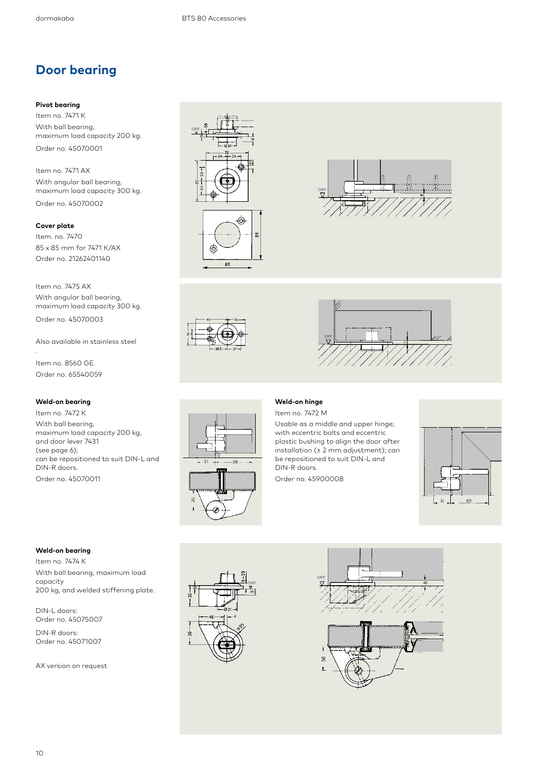# Door bearing

**Pivot bearing**

Item no. 7471 K

With ball bearing, maximum load capacity 200 kg.

Order no. 45070001

Item no. 7471 AX

With angular ball bearing, maximum load capacity 300 kg.

Order no. 45070002

**Cover plate**

Item. no. 7470

85 x 85 mm for 7471 K/AX

Order no. 21262401140

Item no. 7475 AX

With angular ball bearing, maximum load capacity 300 kg.

Order no. 45070003

Also available in stainless steel

Item no. 8560 GE.

Order no. 65540059

**Weld-on bearing**

Item no. 7472 K

With ball bearing, maximum load capacity 200 kg, and door lever 7431 (see page 6); can be repositioned to suit DIN-L and DIN-R doors.

Order no. 45070011

**Weld-on hinge**

Item no. 7472 M

Usable as a middle and upper hinge; with eccentric bolts and eccentric plastic bushing to align the door after installation (± 2 mm adjustment); can be repositioned to suit DIN-L and DIN-R doors.

Order no. 45900008

**Weld-on bearing**

Item no. 7474 K

With ball bearing, maximum load capacity 200 kg, and welded stiffening plate.

DIN-L doors:
Order no. 45075007

DIN-R doors:
Order no. 45071007

AX version on request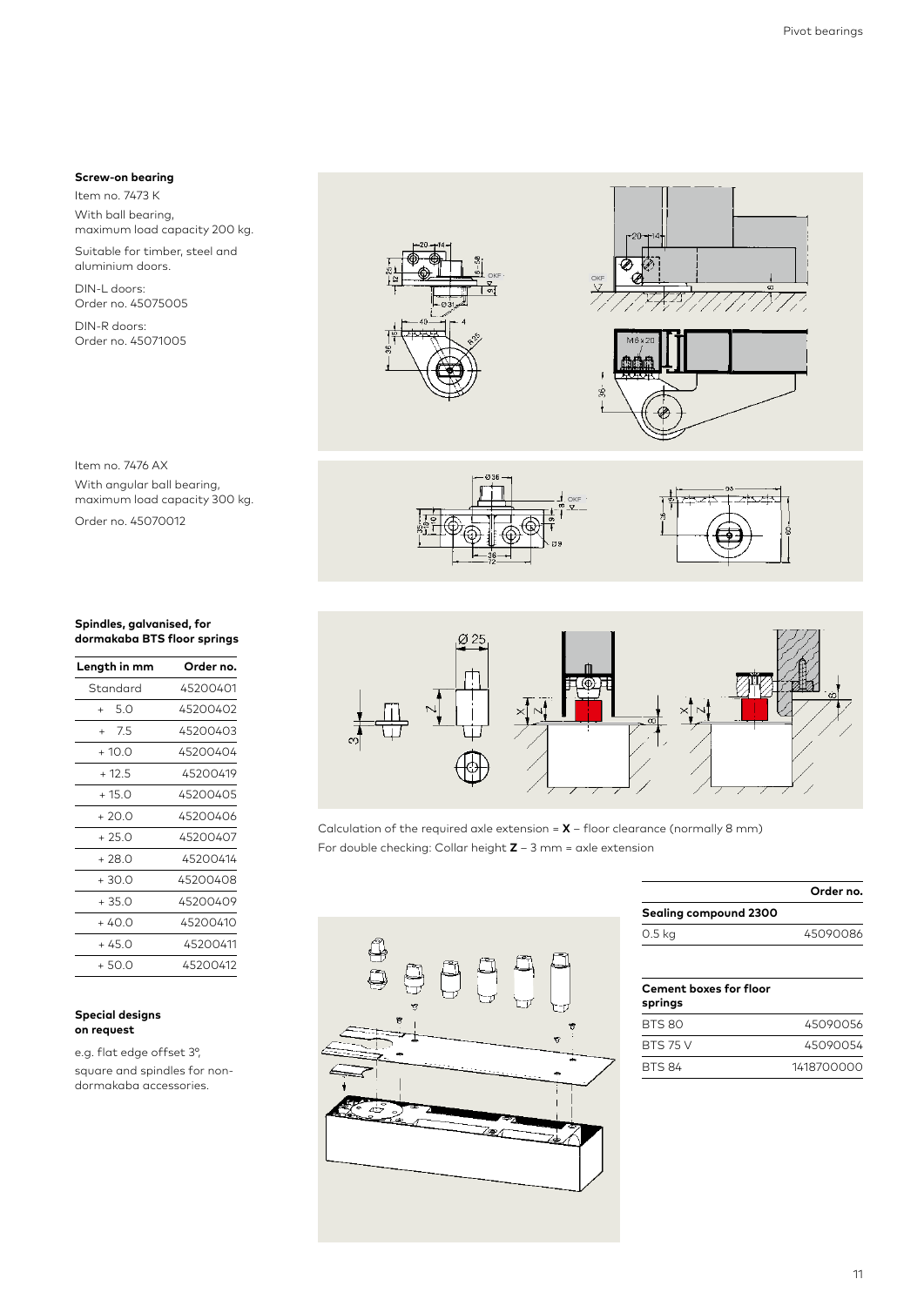**Screw-on bearing**

Item no. 7473 K

With ball bearing, maximum load capacity 200 kg.

Suitable for timber, steel and aluminium doors.

DIN-L doors:
Order no. 45075005

DIN-R doors:
Order no. 45071005

Item no. 7476 AX

With angular ball bearing, maximum load capacity 300 kg.

Order no. 45070012

**Spindles, galvanised, for dormakaba BTS floor springs**

| Length in mm | Order no. |
|---|---|
| Standard | 45200401 |
| + 5.0 | 45200402 |
| + 7.5 | 45200403 |
| + 10.0 | 45200404 |
| + 12.5 | 45200419 |
| + 15.0 | 45200405 |
| + 20.0 | 45200406 |
| + 25.0 | 45200407 |
| + 28.0 | 45200414 |
| + 30.0 | 45200408 |
| + 35.0 | 45200409 |
| + 40.0 | 45200410 |
| + 45.0 | 45200411 |
| + 50.0 | 45200412 |

**Special designs on request**

e.g. flat edge offset 3°, square and spindles for non-dormakaba accessories.

Calculation of the required axle extension = **X** – floor clearance (normally 8 mm)
For double checking: Collar height **Z** – 3 mm = axle extension

| | Order no. |
|---|---|
| **Sealing compound 2300** | |
| 0.5 kg | 45090086 |

| **Cement boxes for floor springs** | |
|---|---|
| BTS 80 | 45090056 |
| BTS 75 V | 45090054 |
| BTS 84 | 1418700000 |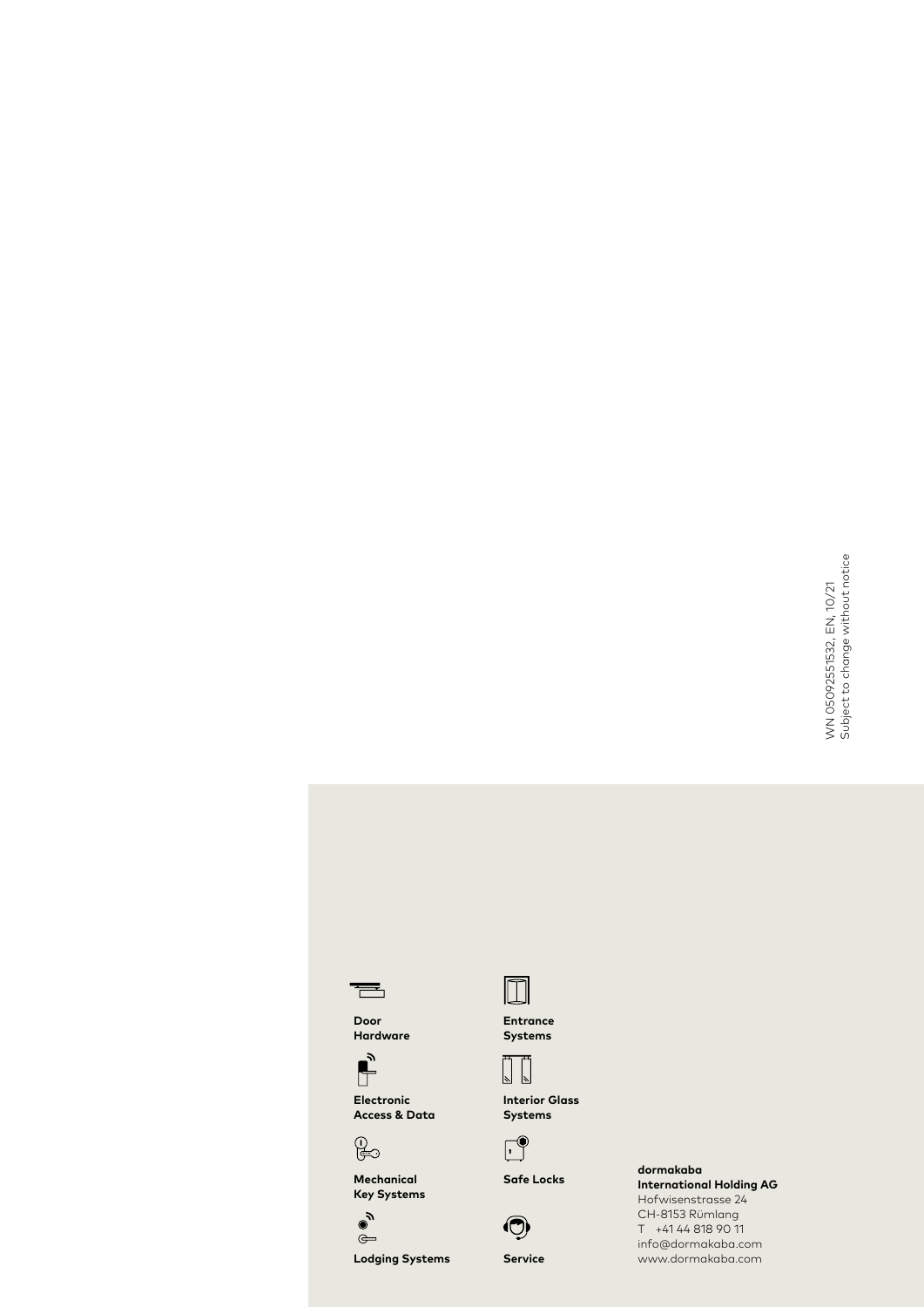WN 05092551532, EN, 10/21
Subject to change without notice

**Door Hardware**

**Entrance Systems**

**Electronic Access & Data**

**Interior Glass Systems**

**Mechanical Key Systems**

**Safe Locks**

**Lodging Systems**

**Service**

**dormakaba International Holding AG**
Hofwisenstrasse 24
CH-8153 Rümlang
T +41 44 818 90 11
info@dormakaba.com
www.dormakaba.com